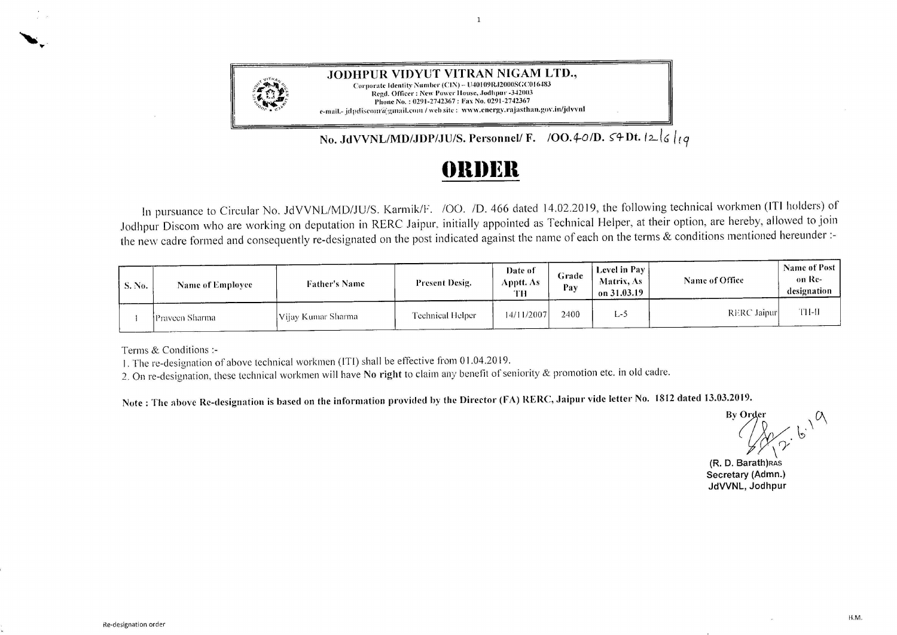**JODHPUR VIDYUT VITRAN NIGAM LTD.,**
Corporate Identity Number (CIN) – U40109RJ2000SGC016483
Regd. Officer : New Power House, Jodhpur -342003
Phone No. : 0291-2742367 : Fax No. 0291-2742367
e-mail.- jdpdiscom@gmail.com / web site : www.energy.rajasthan.gov.in/jdvvnl

**No. JdVVNL/MD/JDP/JU/S. Personnel/ F. /OO.40/D. 54 Dt. 12/6/19**

# ORDER

In pursuance to Circular No. JdVVNL/MD/JU/S. Karmik/F. /OO. /D. 466 dated 14.02.2019, the following technical workmen (ITI holders) of Jodhpur Discom who are working on deputation in RERC Jaipur, initially appointed as Technical Helper, at their option, are hereby, allowed to join the new cadre formed and consequently re-designated on the post indicated against the name of each on the terms & conditions mentioned hereunder :-

| S. No. | Name of Employee | Father's Name | Present Desig. | Date of Apptt. As TH | Grade Pay | Level in Pay Matrix, As on 31.03.19 | Name of Office | Name of Post on Re-designation |
|---|---|---|---|---|---|---|---|---|
| 1 | Praveen Sharma | Vijay Kumar Sharma | Technical Helper | 14/11/2007 | 2400 | L-5 | RERC Jaipur | TH-II |

Terms & Conditions :-

1. The re-designation of above technical workmen (ITI) shall be effective from 01.04.2019.
2. On re-designation, these technical workmen will have **No right** to claim any benefit of seniority & promotion etc. in old cadre.

**Note : The above Re-designation is based on the information provided by the Director (FA) RERC, Jaipur vide letter No. 1812 dated 13.03.2019.**

By Order

12.6.19

(R. D. Barath)RAS
Secretary (Admn.)
JdVVNL, Jodhpur

Re-designation order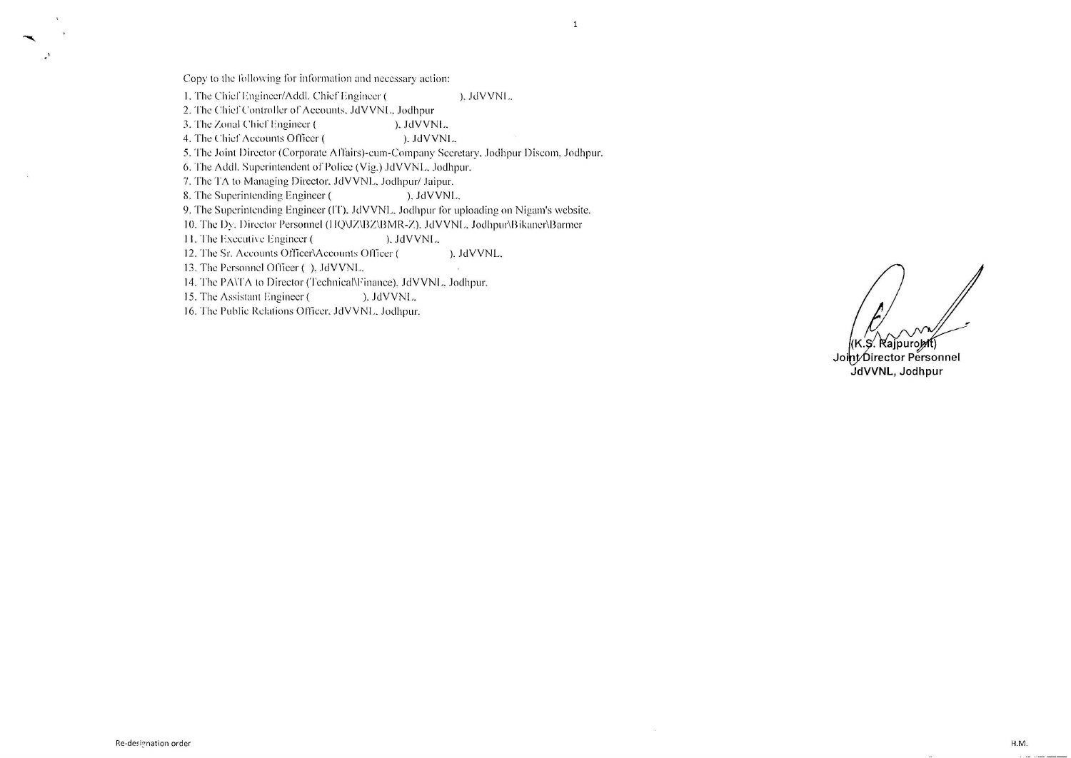Copy to the following for information and necessary action:

1. The Chief Engineer/Addl. Chief Engineer (                    ), JdVVNL.
2. The Chief Controller of Accounts, JdVVNL, Jodhpur
3. The Zonal Chief Engineer (                    ), JdVVNL.
4. The Chief Accounts Officer (                    ), JdVVNL.
5. The Joint Director (Corporate Affairs)-cum-Company Secretary, Jodhpur Discom, Jodhpur.
6. The Addl. Superintendent of Police (Vig.) JdVVNL, Jodhpur.
7. The TA to Managing Director, JdVVNL, Jodhpur/ Jaipur.
8. The Superintending Engineer (                    ), JdVVNL.
9. The Superintending Engineer (IT), JdVVNL, Jodhpur for uploading on Nigam's website.
10. The Dy. Director Personnel (HQ\JZ\BZ\BMR-Z), JdVVNL, Jodhpur\Bikaner\Barmer
11. The Executive Engineer (                    ), JdVVNL.
12. The Sr. Accounts Officer\Accounts Officer (                    ), JdVVNL.
13. The Personnel Officer (  ), JdVVNL.
14. The PA\TA to Director (Technical\Finance), JdVVNL, Jodhpur.
15. The Assistant Engineer (                    ), JdVVNL.
16. The Public Relations Officer, JdVVNL, Jodhpur.

(K.S. Rajpurohit)
Joint Director Personnel
JdVVNL, Jodhpur

Re-designation order

H.M.